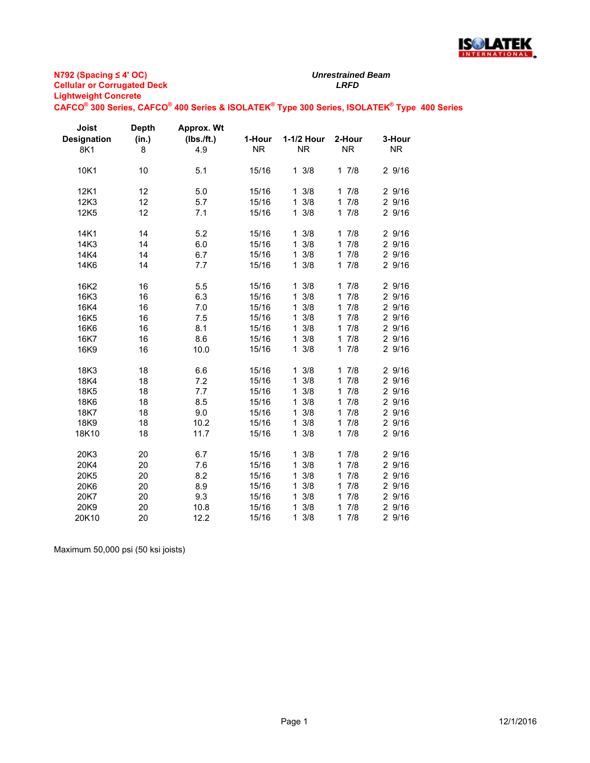**N792 (Spacing ≤ 4' OC)**
**Cellular or Corrugated Deck**
**Lightweight Concrete**
**CAFCO® 300 Series, CAFCO® 400 Series & ISOLATEK® Type 300 Series, ISOLATEK® Type 400 Series**

***Unrestrained Beam***
***LRFD***

| Joist Designation | Depth (in.) | Approx. Wt (lbs./ft.) | 1-Hour | 1-1/2 Hour | 2-Hour | 3-Hour |
|---|---|---|---|---|---|---|
| 8K1 | 8 | 4.9 | NR | NR | NR | NR |
| 10K1 | 10 | 5.1 | 15/16 | 1 3/8 | 1 7/8 | 2 9/16 |
| 12K1 | 12 | 5.0 | 15/16 | 1 3/8 | 1 7/8 | 2 9/16 |
| 12K3 | 12 | 5.7 | 15/16 | 1 3/8 | 1 7/8 | 2 9/16 |
| 12K5 | 12 | 7.1 | 15/16 | 1 3/8 | 1 7/8 | 2 9/16 |
| 14K1 | 14 | 5.2 | 15/16 | 1 3/8 | 1 7/8 | 2 9/16 |
| 14K3 | 14 | 6.0 | 15/16 | 1 3/8 | 1 7/8 | 2 9/16 |
| 14K4 | 14 | 6.7 | 15/16 | 1 3/8 | 1 7/8 | 2 9/16 |
| 14K6 | 14 | 7.7 | 15/16 | 1 3/8 | 1 7/8 | 2 9/16 |
| 16K2 | 16 | 5.5 | 15/16 | 1 3/8 | 1 7/8 | 2 9/16 |
| 16K3 | 16 | 6.3 | 15/16 | 1 3/8 | 1 7/8 | 2 9/16 |
| 16K4 | 16 | 7.0 | 15/16 | 1 3/8 | 1 7/8 | 2 9/16 |
| 16K5 | 16 | 7.5 | 15/16 | 1 3/8 | 1 7/8 | 2 9/16 |
| 16K6 | 16 | 8.1 | 15/16 | 1 3/8 | 1 7/8 | 2 9/16 |
| 16K7 | 16 | 8.6 | 15/16 | 1 3/8 | 1 7/8 | 2 9/16 |
| 16K9 | 16 | 10.0 | 15/16 | 1 3/8 | 1 7/8 | 2 9/16 |
| 18K3 | 18 | 6.6 | 15/16 | 1 3/8 | 1 7/8 | 2 9/16 |
| 18K4 | 18 | 7.2 | 15/16 | 1 3/8 | 1 7/8 | 2 9/16 |
| 18K5 | 18 | 7.7 | 15/16 | 1 3/8 | 1 7/8 | 2 9/16 |
| 18K6 | 18 | 8.5 | 15/16 | 1 3/8 | 1 7/8 | 2 9/16 |
| 18K7 | 18 | 9.0 | 15/16 | 1 3/8 | 1 7/8 | 2 9/16 |
| 18K9 | 18 | 10.2 | 15/16 | 1 3/8 | 1 7/8 | 2 9/16 |
| 18K10 | 18 | 11.7 | 15/16 | 1 3/8 | 1 7/8 | 2 9/16 |
| 20K3 | 20 | 6.7 | 15/16 | 1 3/8 | 1 7/8 | 2 9/16 |
| 20K4 | 20 | 7.6 | 15/16 | 1 3/8 | 1 7/8 | 2 9/16 |
| 20K5 | 20 | 8.2 | 15/16 | 1 3/8 | 1 7/8 | 2 9/16 |
| 20K6 | 20 | 8.9 | 15/16 | 1 3/8 | 1 7/8 | 2 9/16 |
| 20K7 | 20 | 9.3 | 15/16 | 1 3/8 | 1 7/8 | 2 9/16 |
| 20K9 | 20 | 10.8 | 15/16 | 1 3/8 | 1 7/8 | 2 9/16 |
| 20K10 | 20 | 12.2 | 15/16 | 1 3/8 | 1 7/8 | 2 9/16 |

Maximum 50,000 psi (50 ksi joists)

12/1/2016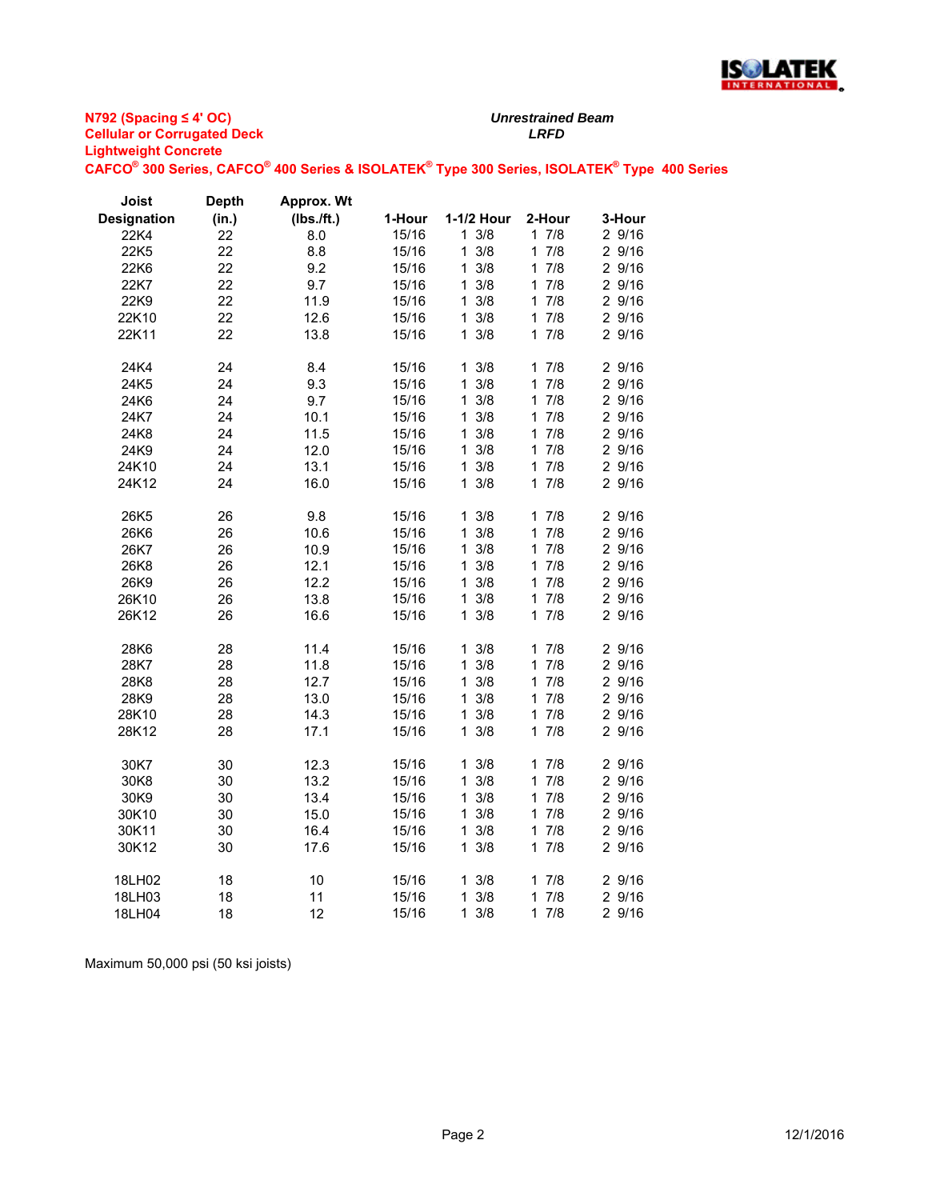**N792 (Spacing ≤ 4' OC)**
**Cellular or Corrugated Deck**
**Lightweight Concrete**
**CAFCO® 300 Series, CAFCO® 400 Series & ISOLATEK® Type 300 Series, ISOLATEK® Type 400 Series**

***Unrestrained Beam***
***LRFD***

| Joist Designation | Depth (in.) | Approx. Wt (lbs./ft.) | 1-Hour | 1-1/2 Hour | 2-Hour | 3-Hour |
|---|---|---|---|---|---|---|
| 22K4 | 22 | 8.0 | 15/16 | 1 3/8 | 1 7/8 | 2 9/16 |
| 22K5 | 22 | 8.8 | 15/16 | 1 3/8 | 1 7/8 | 2 9/16 |
| 22K6 | 22 | 9.2 | 15/16 | 1 3/8 | 1 7/8 | 2 9/16 |
| 22K7 | 22 | 9.7 | 15/16 | 1 3/8 | 1 7/8 | 2 9/16 |
| 22K9 | 22 | 11.9 | 15/16 | 1 3/8 | 1 7/8 | 2 9/16 |
| 22K10 | 22 | 12.6 | 15/16 | 1 3/8 | 1 7/8 | 2 9/16 |
| 22K11 | 22 | 13.8 | 15/16 | 1 3/8 | 1 7/8 | 2 9/16 |
| | | | | | | |
| 24K4 | 24 | 8.4 | 15/16 | 1 3/8 | 1 7/8 | 2 9/16 |
| 24K5 | 24 | 9.3 | 15/16 | 1 3/8 | 1 7/8 | 2 9/16 |
| 24K6 | 24 | 9.7 | 15/16 | 1 3/8 | 1 7/8 | 2 9/16 |
| 24K7 | 24 | 10.1 | 15/16 | 1 3/8 | 1 7/8 | 2 9/16 |
| 24K8 | 24 | 11.5 | 15/16 | 1 3/8 | 1 7/8 | 2 9/16 |
| 24K9 | 24 | 12.0 | 15/16 | 1 3/8 | 1 7/8 | 2 9/16 |
| 24K10 | 24 | 13.1 | 15/16 | 1 3/8 | 1 7/8 | 2 9/16 |
| 24K12 | 24 | 16.0 | 15/16 | 1 3/8 | 1 7/8 | 2 9/16 |
| | | | | | | |
| 26K5 | 26 | 9.8 | 15/16 | 1 3/8 | 1 7/8 | 2 9/16 |
| 26K6 | 26 | 10.6 | 15/16 | 1 3/8 | 1 7/8 | 2 9/16 |
| 26K7 | 26 | 10.9 | 15/16 | 1 3/8 | 1 7/8 | 2 9/16 |
| 26K8 | 26 | 12.1 | 15/16 | 1 3/8 | 1 7/8 | 2 9/16 |
| 26K9 | 26 | 12.2 | 15/16 | 1 3/8 | 1 7/8 | 2 9/16 |
| 26K10 | 26 | 13.8 | 15/16 | 1 3/8 | 1 7/8 | 2 9/16 |
| 26K12 | 26 | 16.6 | 15/16 | 1 3/8 | 1 7/8 | 2 9/16 |
| | | | | | | |
| 28K6 | 28 | 11.4 | 15/16 | 1 3/8 | 1 7/8 | 2 9/16 |
| 28K7 | 28 | 11.8 | 15/16 | 1 3/8 | 1 7/8 | 2 9/16 |
| 28K8 | 28 | 12.7 | 15/16 | 1 3/8 | 1 7/8 | 2 9/16 |
| 28K9 | 28 | 13.0 | 15/16 | 1 3/8 | 1 7/8 | 2 9/16 |
| 28K10 | 28 | 14.3 | 15/16 | 1 3/8 | 1 7/8 | 2 9/16 |
| 28K12 | 28 | 17.1 | 15/16 | 1 3/8 | 1 7/8 | 2 9/16 |
| | | | | | | |
| 30K7 | 30 | 12.3 | 15/16 | 1 3/8 | 1 7/8 | 2 9/16 |
| 30K8 | 30 | 13.2 | 15/16 | 1 3/8 | 1 7/8 | 2 9/16 |
| 30K9 | 30 | 13.4 | 15/16 | 1 3/8 | 1 7/8 | 2 9/16 |
| 30K10 | 30 | 15.0 | 15/16 | 1 3/8 | 1 7/8 | 2 9/16 |
| 30K11 | 30 | 16.4 | 15/16 | 1 3/8 | 1 7/8 | 2 9/16 |
| 30K12 | 30 | 17.6 | 15/16 | 1 3/8 | 1 7/8 | 2 9/16 |
| | | | | | | |
| 18LH02 | 18 | 10 | 15/16 | 1 3/8 | 1 7/8 | 2 9/16 |
| 18LH03 | 18 | 11 | 15/16 | 1 3/8 | 1 7/8 | 2 9/16 |
| 18LH04 | 18 | 12 | 15/16 | 1 3/8 | 1 7/8 | 2 9/16 |

Maximum 50,000 psi (50 ksi joists)

12/1/2016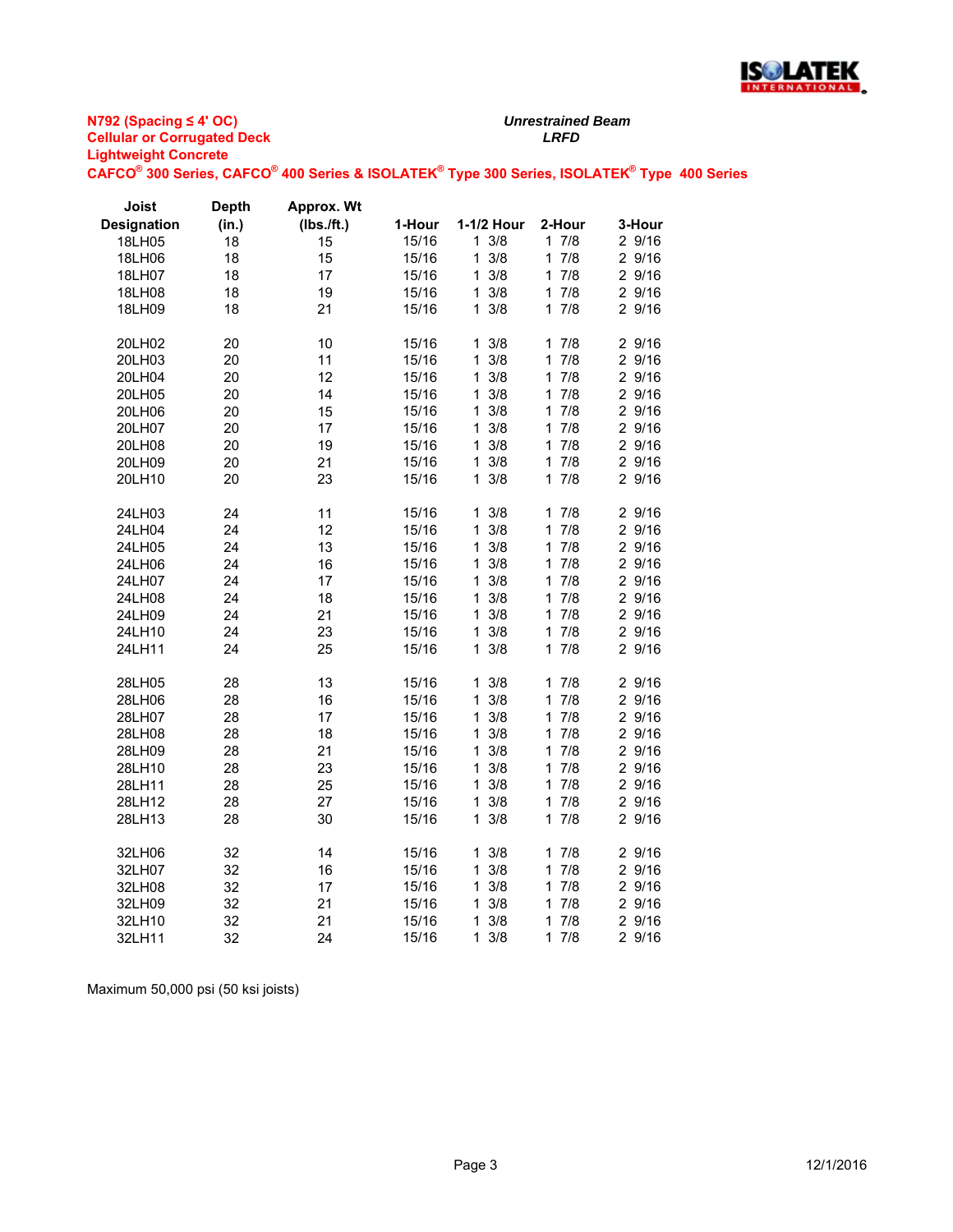**N792 (Spacing ≤ 4' OC)**
**Cellular or Corrugated Deck**
**Lightweight Concrete**
**CAFCO® 300 Series, CAFCO® 400 Series & ISOLATEK® Type 300 Series, ISOLATEK® Type 400 Series**

***Unrestrained Beam***
***LRFD***

| Joist Designation | Depth (in.) | Approx. Wt (lbs./ft.) | 1-Hour | 1-1/2 Hour | 2-Hour | 3-Hour |
|---|---|---|---|---|---|---|
| 18LH05 | 18 | 15 | 15/16 | 1 3/8 | 1 7/8 | 2 9/16 |
| 18LH06 | 18 | 15 | 15/16 | 1 3/8 | 1 7/8 | 2 9/16 |
| 18LH07 | 18 | 17 | 15/16 | 1 3/8 | 1 7/8 | 2 9/16 |
| 18LH08 | 18 | 19 | 15/16 | 1 3/8 | 1 7/8 | 2 9/16 |
| 18LH09 | 18 | 21 | 15/16 | 1 3/8 | 1 7/8 | 2 9/16 |
| 20LH02 | 20 | 10 | 15/16 | 1 3/8 | 1 7/8 | 2 9/16 |
| 20LH03 | 20 | 11 | 15/16 | 1 3/8 | 1 7/8 | 2 9/16 |
| 20LH04 | 20 | 12 | 15/16 | 1 3/8 | 1 7/8 | 2 9/16 |
| 20LH05 | 20 | 14 | 15/16 | 1 3/8 | 1 7/8 | 2 9/16 |
| 20LH06 | 20 | 15 | 15/16 | 1 3/8 | 1 7/8 | 2 9/16 |
| 20LH07 | 20 | 17 | 15/16 | 1 3/8 | 1 7/8 | 2 9/16 |
| 20LH08 | 20 | 19 | 15/16 | 1 3/8 | 1 7/8 | 2 9/16 |
| 20LH09 | 20 | 21 | 15/16 | 1 3/8 | 1 7/8 | 2 9/16 |
| 20LH10 | 20 | 23 | 15/16 | 1 3/8 | 1 7/8 | 2 9/16 |
| 24LH03 | 24 | 11 | 15/16 | 1 3/8 | 1 7/8 | 2 9/16 |
| 24LH04 | 24 | 12 | 15/16 | 1 3/8 | 1 7/8 | 2 9/16 |
| 24LH05 | 24 | 13 | 15/16 | 1 3/8 | 1 7/8 | 2 9/16 |
| 24LH06 | 24 | 16 | 15/16 | 1 3/8 | 1 7/8 | 2 9/16 |
| 24LH07 | 24 | 17 | 15/16 | 1 3/8 | 1 7/8 | 2 9/16 |
| 24LH08 | 24 | 18 | 15/16 | 1 3/8 | 1 7/8 | 2 9/16 |
| 24LH09 | 24 | 21 | 15/16 | 1 3/8 | 1 7/8 | 2 9/16 |
| 24LH10 | 24 | 23 | 15/16 | 1 3/8 | 1 7/8 | 2 9/16 |
| 24LH11 | 24 | 25 | 15/16 | 1 3/8 | 1 7/8 | 2 9/16 |
| 28LH05 | 28 | 13 | 15/16 | 1 3/8 | 1 7/8 | 2 9/16 |
| 28LH06 | 28 | 16 | 15/16 | 1 3/8 | 1 7/8 | 2 9/16 |
| 28LH07 | 28 | 17 | 15/16 | 1 3/8 | 1 7/8 | 2 9/16 |
| 28LH08 | 28 | 18 | 15/16 | 1 3/8 | 1 7/8 | 2 9/16 |
| 28LH09 | 28 | 21 | 15/16 | 1 3/8 | 1 7/8 | 2 9/16 |
| 28LH10 | 28 | 23 | 15/16 | 1 3/8 | 1 7/8 | 2 9/16 |
| 28LH11 | 28 | 25 | 15/16 | 1 3/8 | 1 7/8 | 2 9/16 |
| 28LH12 | 28 | 27 | 15/16 | 1 3/8 | 1 7/8 | 2 9/16 |
| 28LH13 | 28 | 30 | 15/16 | 1 3/8 | 1 7/8 | 2 9/16 |
| 32LH06 | 32 | 14 | 15/16 | 1 3/8 | 1 7/8 | 2 9/16 |
| 32LH07 | 32 | 16 | 15/16 | 1 3/8 | 1 7/8 | 2 9/16 |
| 32LH08 | 32 | 17 | 15/16 | 1 3/8 | 1 7/8 | 2 9/16 |
| 32LH09 | 32 | 21 | 15/16 | 1 3/8 | 1 7/8 | 2 9/16 |
| 32LH10 | 32 | 21 | 15/16 | 1 3/8 | 1 7/8 | 2 9/16 |
| 32LH11 | 32 | 24 | 15/16 | 1 3/8 | 1 7/8 | 2 9/16 |

Maximum 50,000 psi (50 ksi joists)

12/1/2016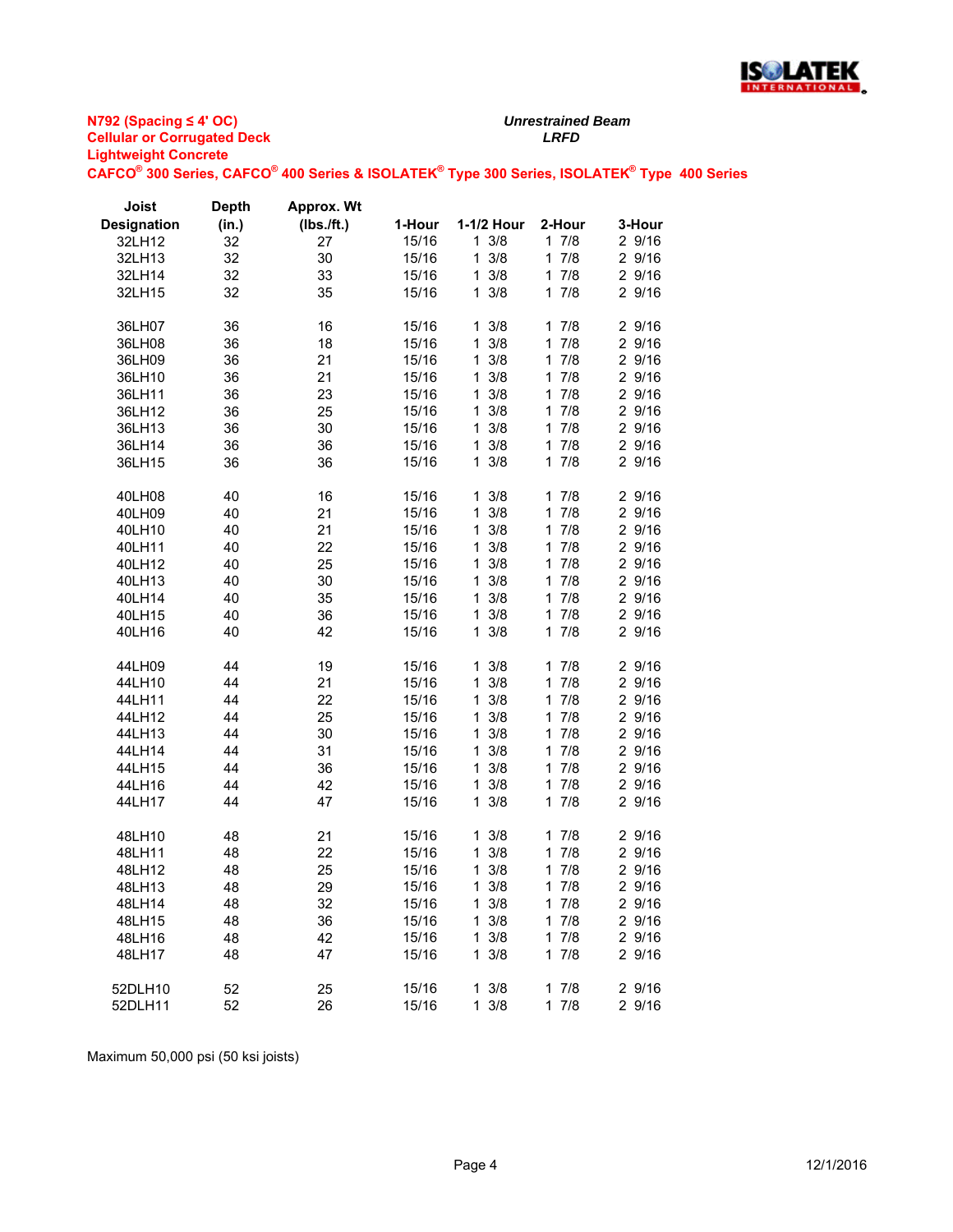**N792 (Spacing ≤ 4' OC)**
**Cellular or Corrugated Deck**
**Lightweight Concrete**
**CAFCO® 300 Series, CAFCO® 400 Series & ISOLATEK® Type 300 Series, ISOLATEK® Type 400 Series**

*Unrestrained Beam*
*LRFD*

| Joist Designation | Depth (in.) | Approx. Wt (lbs./ft.) | 1-Hour | 1-1/2 Hour | 2-Hour | 3-Hour |
|---|---|---|---|---|---|---|
| 32LH12 | 32 | 27 | 15/16 | 1 3/8 | 1 7/8 | 2 9/16 |
| 32LH13 | 32 | 30 | 15/16 | 1 3/8 | 1 7/8 | 2 9/16 |
| 32LH14 | 32 | 33 | 15/16 | 1 3/8 | 1 7/8 | 2 9/16 |
| 32LH15 | 32 | 35 | 15/16 | 1 3/8 | 1 7/8 | 2 9/16 |
| | | | | | | |
| 36LH07 | 36 | 16 | 15/16 | 1 3/8 | 1 7/8 | 2 9/16 |
| 36LH08 | 36 | 18 | 15/16 | 1 3/8 | 1 7/8 | 2 9/16 |
| 36LH09 | 36 | 21 | 15/16 | 1 3/8 | 1 7/8 | 2 9/16 |
| 36LH10 | 36 | 21 | 15/16 | 1 3/8 | 1 7/8 | 2 9/16 |
| 36LH11 | 36 | 23 | 15/16 | 1 3/8 | 1 7/8 | 2 9/16 |
| 36LH12 | 36 | 25 | 15/16 | 1 3/8 | 1 7/8 | 2 9/16 |
| 36LH13 | 36 | 30 | 15/16 | 1 3/8 | 1 7/8 | 2 9/16 |
| 36LH14 | 36 | 36 | 15/16 | 1 3/8 | 1 7/8 | 2 9/16 |
| 36LH15 | 36 | 36 | 15/16 | 1 3/8 | 1 7/8 | 2 9/16 |
| | | | | | | |
| 40LH08 | 40 | 16 | 15/16 | 1 3/8 | 1 7/8 | 2 9/16 |
| 40LH09 | 40 | 21 | 15/16 | 1 3/8 | 1 7/8 | 2 9/16 |
| 40LH10 | 40 | 21 | 15/16 | 1 3/8 | 1 7/8 | 2 9/16 |
| 40LH11 | 40 | 22 | 15/16 | 1 3/8 | 1 7/8 | 2 9/16 |
| 40LH12 | 40 | 25 | 15/16 | 1 3/8 | 1 7/8 | 2 9/16 |
| 40LH13 | 40 | 30 | 15/16 | 1 3/8 | 1 7/8 | 2 9/16 |
| 40LH14 | 40 | 35 | 15/16 | 1 3/8 | 1 7/8 | 2 9/16 |
| 40LH15 | 40 | 36 | 15/16 | 1 3/8 | 1 7/8 | 2 9/16 |
| 40LH16 | 40 | 42 | 15/16 | 1 3/8 | 1 7/8 | 2 9/16 |
| | | | | | | |
| 44LH09 | 44 | 19 | 15/16 | 1 3/8 | 1 7/8 | 2 9/16 |
| 44LH10 | 44 | 21 | 15/16 | 1 3/8 | 1 7/8 | 2 9/16 |
| 44LH11 | 44 | 22 | 15/16 | 1 3/8 | 1 7/8 | 2 9/16 |
| 44LH12 | 44 | 25 | 15/16 | 1 3/8 | 1 7/8 | 2 9/16 |
| 44LH13 | 44 | 30 | 15/16 | 1 3/8 | 1 7/8 | 2 9/16 |
| 44LH14 | 44 | 31 | 15/16 | 1 3/8 | 1 7/8 | 2 9/16 |
| 44LH15 | 44 | 36 | 15/16 | 1 3/8 | 1 7/8 | 2 9/16 |
| 44LH16 | 44 | 42 | 15/16 | 1 3/8 | 1 7/8 | 2 9/16 |
| 44LH17 | 44 | 47 | 15/16 | 1 3/8 | 1 7/8 | 2 9/16 |
| | | | | | | |
| 48LH10 | 48 | 21 | 15/16 | 1 3/8 | 1 7/8 | 2 9/16 |
| 48LH11 | 48 | 22 | 15/16 | 1 3/8 | 1 7/8 | 2 9/16 |
| 48LH12 | 48 | 25 | 15/16 | 1 3/8 | 1 7/8 | 2 9/16 |
| 48LH13 | 48 | 29 | 15/16 | 1 3/8 | 1 7/8 | 2 9/16 |
| 48LH14 | 48 | 32 | 15/16 | 1 3/8 | 1 7/8 | 2 9/16 |
| 48LH15 | 48 | 36 | 15/16 | 1 3/8 | 1 7/8 | 2 9/16 |
| 48LH16 | 48 | 42 | 15/16 | 1 3/8 | 1 7/8 | 2 9/16 |
| 48LH17 | 48 | 47 | 15/16 | 1 3/8 | 1 7/8 | 2 9/16 |
| | | | | | | |
| 52DLH10 | 52 | 25 | 15/16 | 1 3/8 | 1 7/8 | 2 9/16 |
| 52DLH11 | 52 | 26 | 15/16 | 1 3/8 | 1 7/8 | 2 9/16 |

Maximum 50,000 psi (50 ksi joists)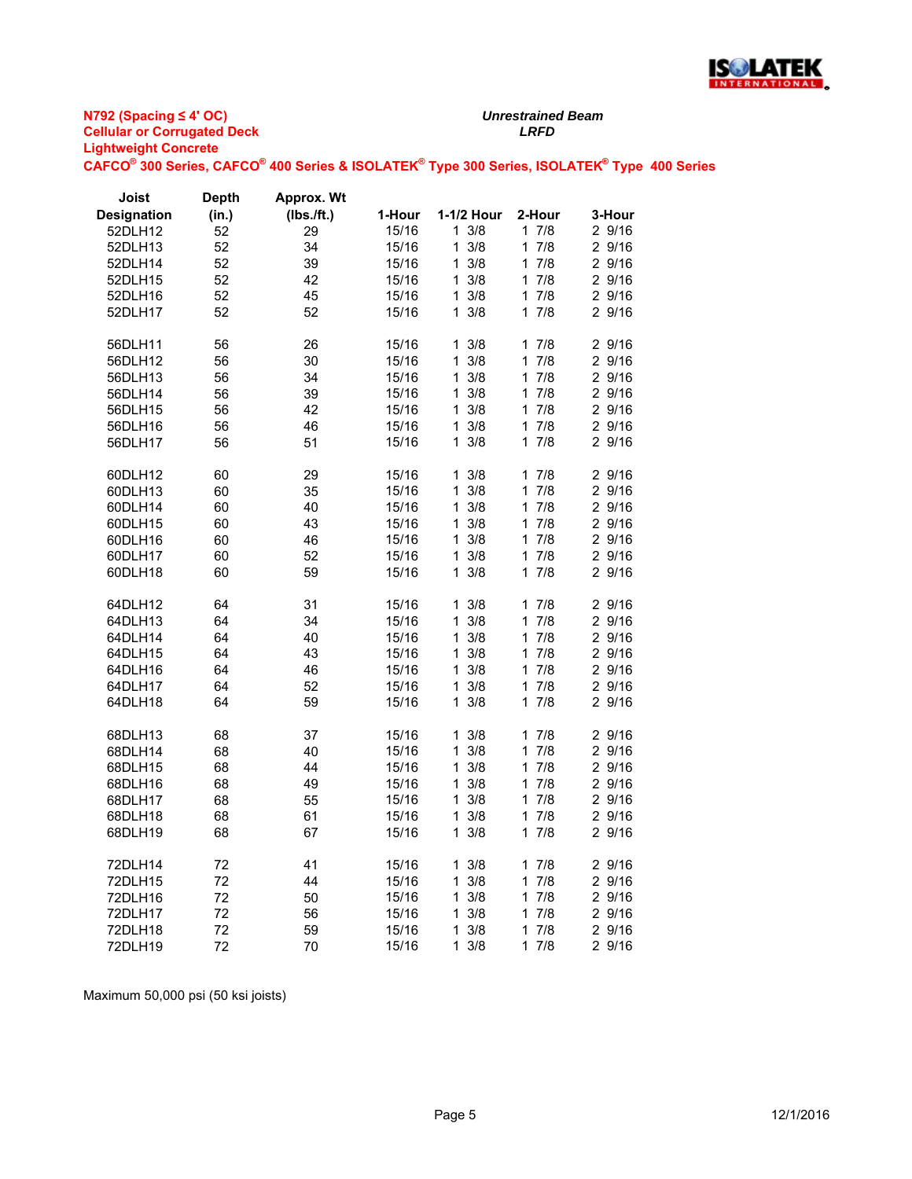**N792 (Spacing ≤ 4' OC)**
**Cellular or Corrugated Deck**
**Lightweight Concrete**

***Unrestrained Beam***
***LRFD***

**CAFCO® 300 Series, CAFCO® 400 Series & ISOLATEK® Type 300 Series, ISOLATEK® Type 400 Series**

| Joist Designation | Depth (in.) | Approx. Wt (lbs./ft.) | 1-Hour | 1-1/2 Hour | 2-Hour | 3-Hour |
|---|---|---|---|---|---|---|
| 52DLH12 | 52 | 29 | 15/16 | 1 3/8 | 1 7/8 | 2 9/16 |
| 52DLH13 | 52 | 34 | 15/16 | 1 3/8 | 1 7/8 | 2 9/16 |
| 52DLH14 | 52 | 39 | 15/16 | 1 3/8 | 1 7/8 | 2 9/16 |
| 52DLH15 | 52 | 42 | 15/16 | 1 3/8 | 1 7/8 | 2 9/16 |
| 52DLH16 | 52 | 45 | 15/16 | 1 3/8 | 1 7/8 | 2 9/16 |
| 52DLH17 | 52 | 52 | 15/16 | 1 3/8 | 1 7/8 | 2 9/16 |
| | | | | | | |
| 56DLH11 | 56 | 26 | 15/16 | 1 3/8 | 1 7/8 | 2 9/16 |
| 56DLH12 | 56 | 30 | 15/16 | 1 3/8 | 1 7/8 | 2 9/16 |
| 56DLH13 | 56 | 34 | 15/16 | 1 3/8 | 1 7/8 | 2 9/16 |
| 56DLH14 | 56 | 39 | 15/16 | 1 3/8 | 1 7/8 | 2 9/16 |
| 56DLH15 | 56 | 42 | 15/16 | 1 3/8 | 1 7/8 | 2 9/16 |
| 56DLH16 | 56 | 46 | 15/16 | 1 3/8 | 1 7/8 | 2 9/16 |
| 56DLH17 | 56 | 51 | 15/16 | 1 3/8 | 1 7/8 | 2 9/16 |
| | | | | | | |
| 60DLH12 | 60 | 29 | 15/16 | 1 3/8 | 1 7/8 | 2 9/16 |
| 60DLH13 | 60 | 35 | 15/16 | 1 3/8 | 1 7/8 | 2 9/16 |
| 60DLH14 | 60 | 40 | 15/16 | 1 3/8 | 1 7/8 | 2 9/16 |
| 60DLH15 | 60 | 43 | 15/16 | 1 3/8 | 1 7/8 | 2 9/16 |
| 60DLH16 | 60 | 46 | 15/16 | 1 3/8 | 1 7/8 | 2 9/16 |
| 60DLH17 | 60 | 52 | 15/16 | 1 3/8 | 1 7/8 | 2 9/16 |
| 60DLH18 | 60 | 59 | 15/16 | 1 3/8 | 1 7/8 | 2 9/16 |
| | | | | | | |
| 64DLH12 | 64 | 31 | 15/16 | 1 3/8 | 1 7/8 | 2 9/16 |
| 64DLH13 | 64 | 34 | 15/16 | 1 3/8 | 1 7/8 | 2 9/16 |
| 64DLH14 | 64 | 40 | 15/16 | 1 3/8 | 1 7/8 | 2 9/16 |
| 64DLH15 | 64 | 43 | 15/16 | 1 3/8 | 1 7/8 | 2 9/16 |
| 64DLH16 | 64 | 46 | 15/16 | 1 3/8 | 1 7/8 | 2 9/16 |
| 64DLH17 | 64 | 52 | 15/16 | 1 3/8 | 1 7/8 | 2 9/16 |
| 64DLH18 | 64 | 59 | 15/16 | 1 3/8 | 1 7/8 | 2 9/16 |
| | | | | | | |
| 68DLH13 | 68 | 37 | 15/16 | 1 3/8 | 1 7/8 | 2 9/16 |
| 68DLH14 | 68 | 40 | 15/16 | 1 3/8 | 1 7/8 | 2 9/16 |
| 68DLH15 | 68 | 44 | 15/16 | 1 3/8 | 1 7/8 | 2 9/16 |
| 68DLH16 | 68 | 49 | 15/16 | 1 3/8 | 1 7/8 | 2 9/16 |
| 68DLH17 | 68 | 55 | 15/16 | 1 3/8 | 1 7/8 | 2 9/16 |
| 68DLH18 | 68 | 61 | 15/16 | 1 3/8 | 1 7/8 | 2 9/16 |
| 68DLH19 | 68 | 67 | 15/16 | 1 3/8 | 1 7/8 | 2 9/16 |
| | | | | | | |
| 72DLH14 | 72 | 41 | 15/16 | 1 3/8 | 1 7/8 | 2 9/16 |
| 72DLH15 | 72 | 44 | 15/16 | 1 3/8 | 1 7/8 | 2 9/16 |
| 72DLH16 | 72 | 50 | 15/16 | 1 3/8 | 1 7/8 | 2 9/16 |
| 72DLH17 | 72 | 56 | 15/16 | 1 3/8 | 1 7/8 | 2 9/16 |
| 72DLH18 | 72 | 59 | 15/16 | 1 3/8 | 1 7/8 | 2 9/16 |
| 72DLH19 | 72 | 70 | 15/16 | 1 3/8 | 1 7/8 | 2 9/16 |

Maximum 50,000 psi (50 ksi joists)

12/1/2016